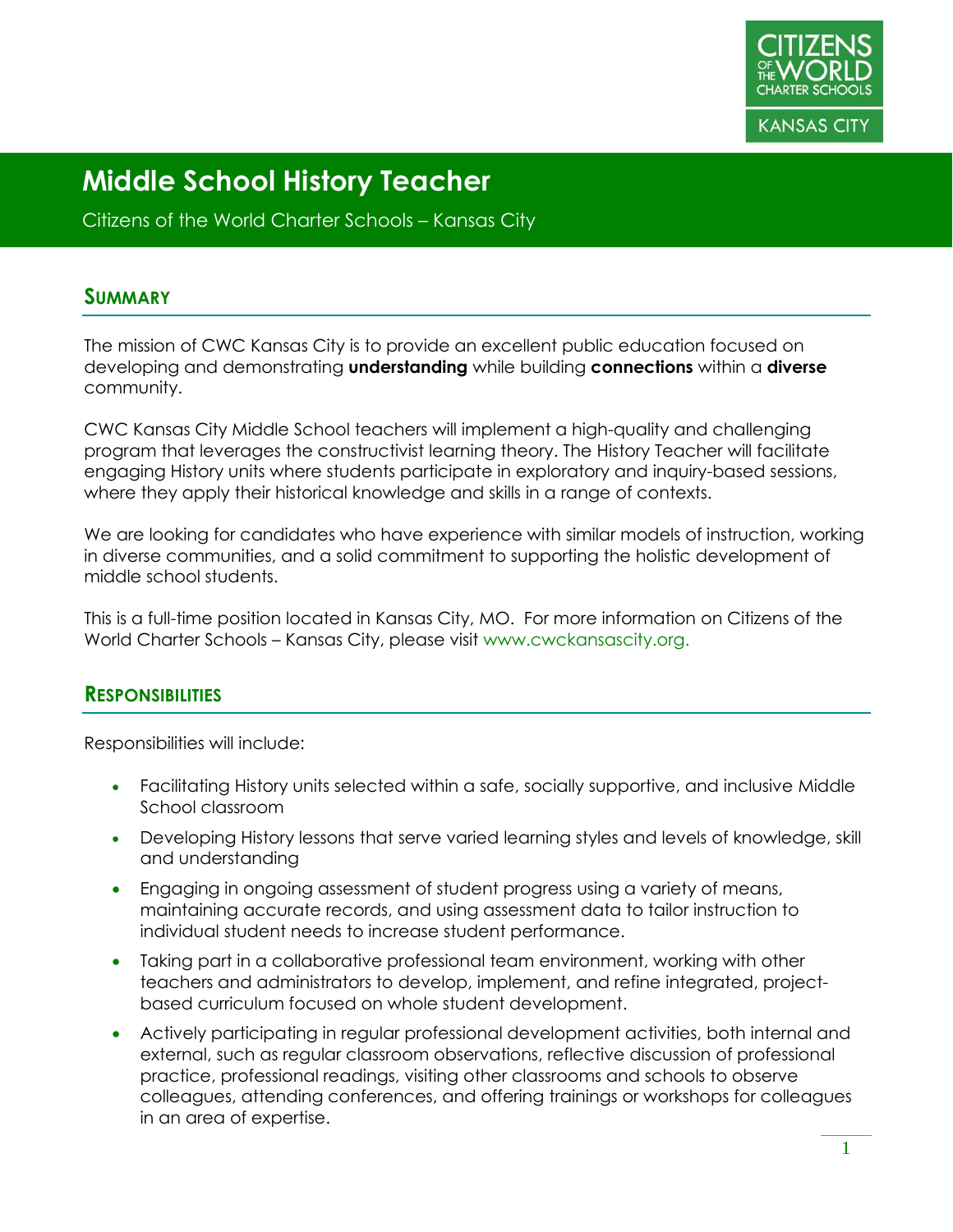# Middle School History Teacher

Citizens of the World Charter Schools – Kansas City

## Summary

The mission of CWC Kansas City is to provide an excellent public education focused on developing and demonstrating **understanding** while building **connections** within a **diverse** community.

CWC Kansas City Middle School teachers will implement a high-quality and challenging program that leverages the constructivist learning theory. The History Teacher will facilitate engaging History units where students participate in exploratory and inquiry-based sessions, where they apply their historical knowledge and skills in a range of contexts.

We are looking for candidates who have experience with similar models of instruction, working in diverse communities, and a solid commitment to supporting the holistic development of middle school students.

This is a full-time position located in Kansas City, MO. For more information on Citizens of the World Charter Schools – Kansas City, please visit www.cwckansascity.org.

## Responsibilities

Responsibilities will include:

- Facilitating History units selected within a safe, socially supportive, and inclusive Middle School classroom
- Developing History lessons that serve varied learning styles and levels of knowledge, skill and understanding
- Engaging in ongoing assessment of student progress using a variety of means, maintaining accurate records, and using assessment data to tailor instruction to individual student needs to increase student performance.
- Taking part in a collaborative professional team environment, working with other teachers and administrators to develop, implement, and refine integrated, project-based curriculum focused on whole student development.
- Actively participating in regular professional development activities, both internal and external, such as regular classroom observations, reflective discussion of professional practice, professional readings, visiting other classrooms and schools to observe colleagues, attending conferences, and offering trainings or workshops for colleagues in an area of expertise.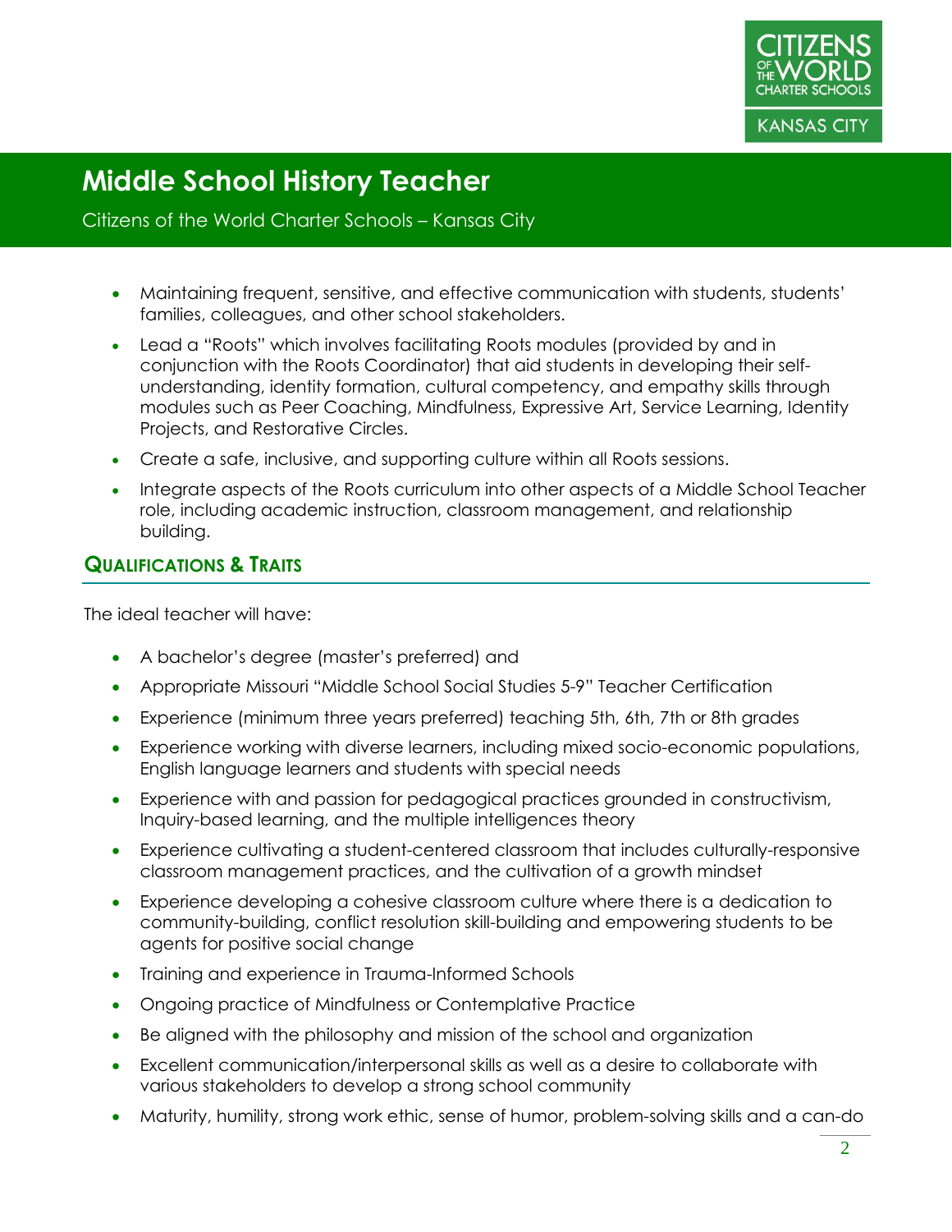# Middle School History Teacher

Citizens of the World Charter Schools – Kansas City

- Maintaining frequent, sensitive, and effective communication with students, students' families, colleagues, and other school stakeholders.
- Lead a "Roots" which involves facilitating Roots modules (provided by and in conjunction with the Roots Coordinator) that aid students in developing their self-understanding, identity formation, cultural competency, and empathy skills through modules such as Peer Coaching, Mindfulness, Expressive Art, Service Learning, Identity Projects, and Restorative Circles.
- Create a safe, inclusive, and supporting culture within all Roots sessions.
- Integrate aspects of the Roots curriculum into other aspects of a Middle School Teacher role, including academic instruction, classroom management, and relationship building.

## Qualifications & Traits

The ideal teacher will have:

- A bachelor's degree (master's preferred) and
- Appropriate Missouri "Middle School Social Studies 5-9" Teacher Certification
- Experience (minimum three years preferred) teaching 5th, 6th, 7th or 8th grades
- Experience working with diverse learners, including mixed socio-economic populations, English language learners and students with special needs
- Experience with and passion for pedagogical practices grounded in constructivism, Inquiry-based learning, and the multiple intelligences theory
- Experience cultivating a student-centered classroom that includes culturally-responsive classroom management practices, and the cultivation of a growth mindset
- Experience developing a cohesive classroom culture where there is a dedication to community-building, conflict resolution skill-building and empowering students to be agents for positive social change
- Training and experience in Trauma-Informed Schools
- Ongoing practice of Mindfulness or Contemplative Practice
- Be aligned with the philosophy and mission of the school and organization
- Excellent communication/interpersonal skills as well as a desire to collaborate with various stakeholders to develop a strong school community
- Maturity, humility, strong work ethic, sense of humor, problem-solving skills and a can-do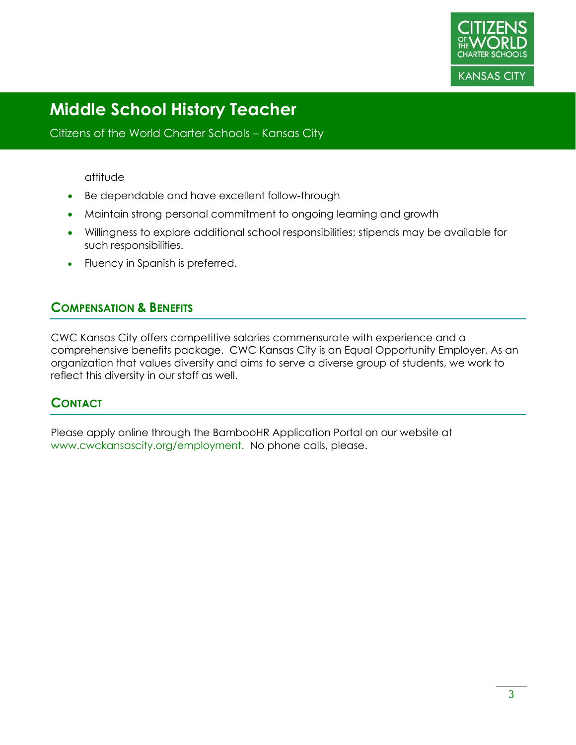attitude

- Be dependable and have excellent follow-through
- Maintain strong personal commitment to ongoing learning and growth
- Willingness to explore additional school responsibilities; stipends may be available for such responsibilities.
- Fluency in Spanish is preferred.

## Compensation & Benefits

CWC Kansas City offers competitive salaries commensurate with experience and a comprehensive benefits package. CWC Kansas City is an Equal Opportunity Employer. As an organization that values diversity and aims to serve a diverse group of students, we work to reflect this diversity in our staff as well.

## Contact

Please apply online through the BambooHR Application Portal on our website at www.cwckansascity.org/employment. No phone calls, please.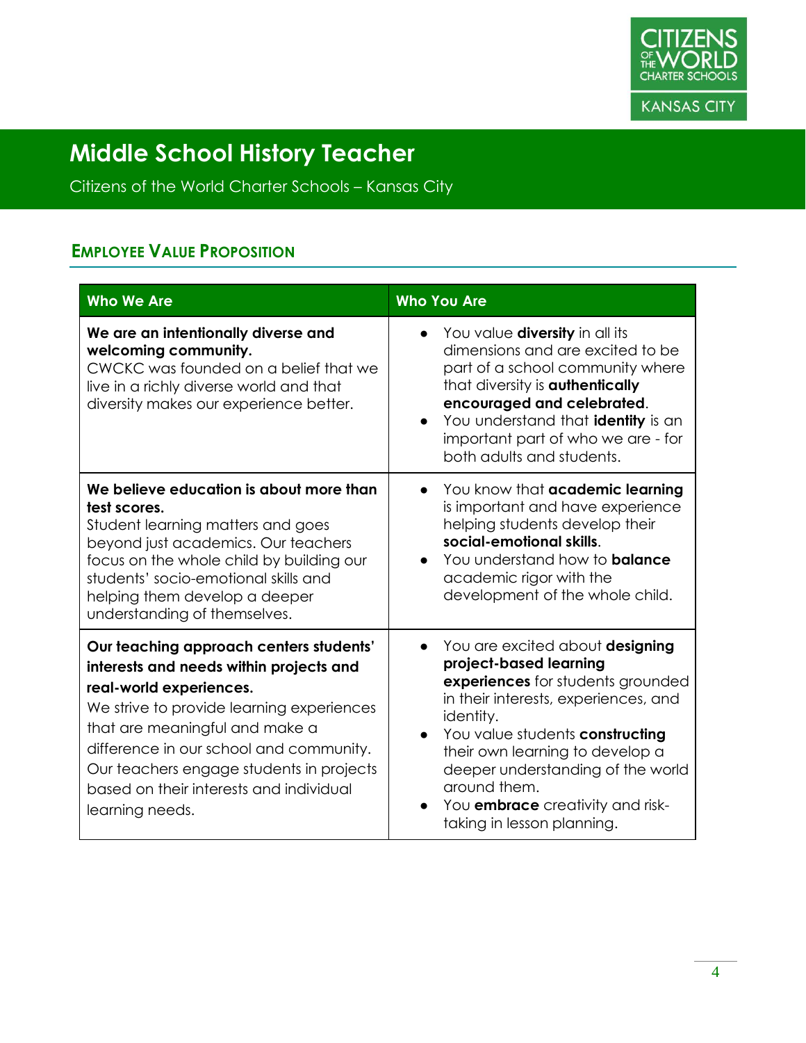# Middle School History Teacher

Citizens of the World Charter Schools – Kansas City

## Employee Value Proposition

| Who We Are | Who You Are |
|---|---|
| **We are an intentionally diverse and welcoming community.** CWCKC was founded on a belief that we live in a richly diverse world and that diversity makes our experience better. | • You value **diversity** in all its dimensions and are excited to be part of a school community where that diversity is **authentically encouraged and celebrated**.<br>• You understand that **identity** is an important part of who we are - for both adults and students. |
| **We believe education is about more than test scores.** Student learning matters and goes beyond just academics. Our teachers focus on the whole child by building our students' socio-emotional skills and helping them develop a deeper understanding of themselves. | • You know that **academic learning** is important and have experience helping students develop their **social-emotional skills**.<br>• You understand how to **balance** academic rigor with the development of the whole child. |
| **Our teaching approach centers students' interests and needs within projects and real-world experiences.** We strive to provide learning experiences that are meaningful and make a difference in our school and community. Our teachers engage students in projects based on their interests and individual learning needs. | • You are excited about **designing project-based learning experiences** for students grounded in their interests, experiences, and identity.<br>• You value students **constructing** their own learning to develop a deeper understanding of the world around them.<br>• You **embrace** creativity and risk-taking in lesson planning. |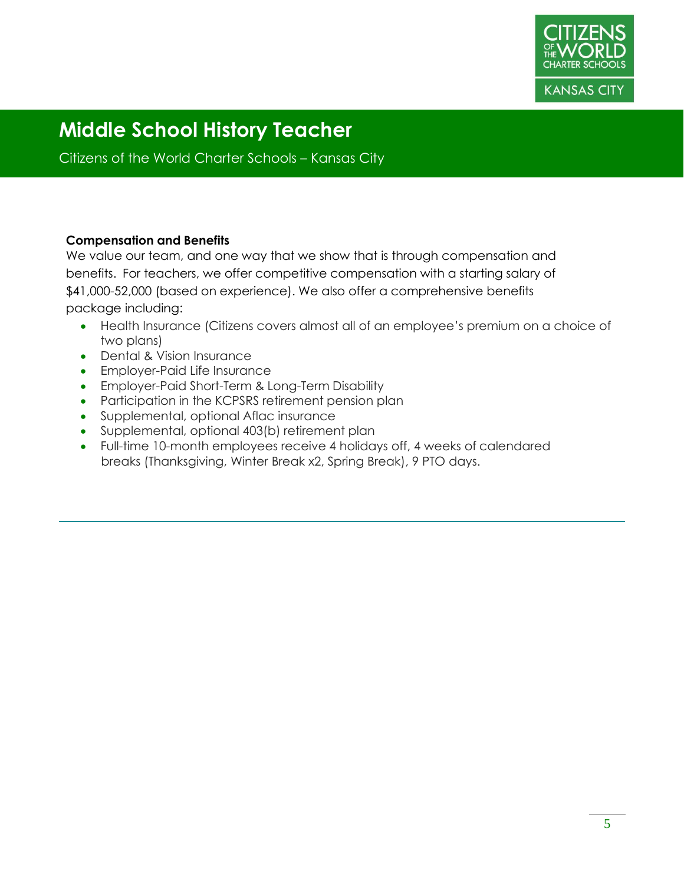# Middle School History Teacher

Citizens of the World Charter Schools – Kansas City

**Compensation and Benefits**

We value our team, and one way that we show that is through compensation and benefits. For teachers, we offer competitive compensation with a starting salary of $41,000-52,000 (based on experience). We also offer a comprehensive benefits package including:

- Health Insurance (Citizens covers almost all of an employee's premium on a choice of two plans)
- Dental & Vision Insurance
- Employer-Paid Life Insurance
- Employer-Paid Short-Term & Long-Term Disability
- Participation in the KCPSRS retirement pension plan
- Supplemental, optional Aflac insurance
- Supplemental, optional 403(b) retirement plan
- Full-time 10-month employees receive 4 holidays off, 4 weeks of calendared breaks (Thanksgiving, Winter Break x2, Spring Break), 9 PTO days.